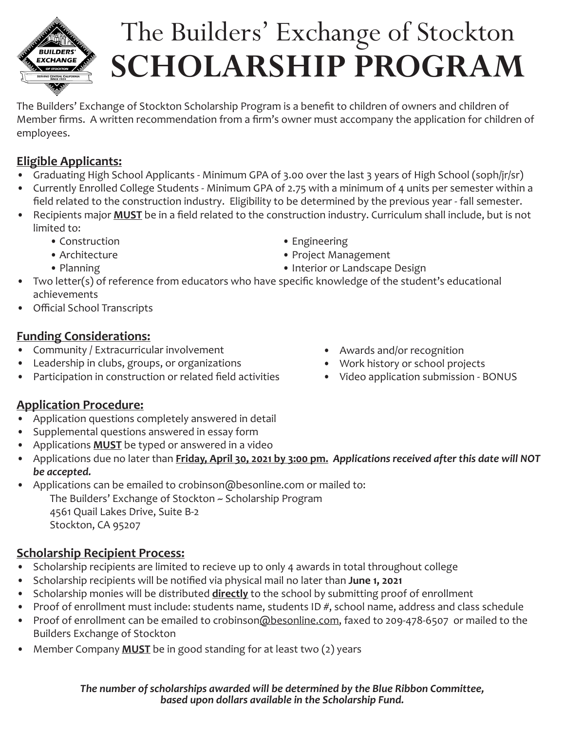# The Builders' Exchange of Stockton
# SCHOLARSHIP PROGRAM

The Builders' Exchange of Stockton Scholarship Program is a benefit to children of owners and children of Member firms. A written recommendation from a firm's owner must accompany the application for children of employees.

## Eligible Applicants:

- Graduating High School Applicants - Minimum GPA of 3.00 over the last 3 years of High School (soph/jr/sr)
- Currently Enrolled College Students - Minimum GPA of 2.75 with a minimum of 4 units per semester within a field related to the construction industry. Eligibility to be determined by the previous year - fall semester.
- Recipients major **MUST** be in a field related to the construction industry. Curriculum shall include, but is not limited to:
  - Construction
  - Architecture
  - Planning
  - Engineering
  - Project Management
  - Interior or Landscape Design
- Two letter(s) of reference from educators who have specific knowledge of the student's educational achievements
- Official School Transcripts

## Funding Considerations:

- Community / Extracurricular involvement
- Leadership in clubs, groups, or organizations
- Participation in construction or related field activities
- Awards and/or recognition
- Work history or school projects
- Video application submission - BONUS

## Application Procedure:

- Application questions completely answered in detail
- Supplemental questions answered in essay form
- Applications **MUST** be typed or answered in a video
- Applications due no later than **Friday, April 30, 2021 by 3:00 pm.** ***Applications received after this date will NOT be accepted.***
- Applications can be emailed to crobinson@besonline.com or mailed to:
  The Builders' Exchange of Stockton ~ Scholarship Program
  4561 Quail Lakes Drive, Suite B-2
  Stockton, CA 95207

## Scholarship Recipient Process:

- Scholarship recipients are limited to recieve up to only 4 awards in total throughout college
- Scholarship recipients will be notified via physical mail no later than **June 1, 2021**
- Scholarship monies will be distributed **directly** to the school by submitting proof of enrollment
- Proof of enrollment must include: students name, students ID #, school name, address and class schedule
- Proof of enrollment can be emailed to crobinson@besonline.com, faxed to 209-478-6507 or mailed to the Builders Exchange of Stockton
- Member Company **MUST** be in good standing for at least two (2) years

***The number of scholarships awarded will be determined by the Blue Ribbon Committee, based upon dollars available in the Scholarship Fund.***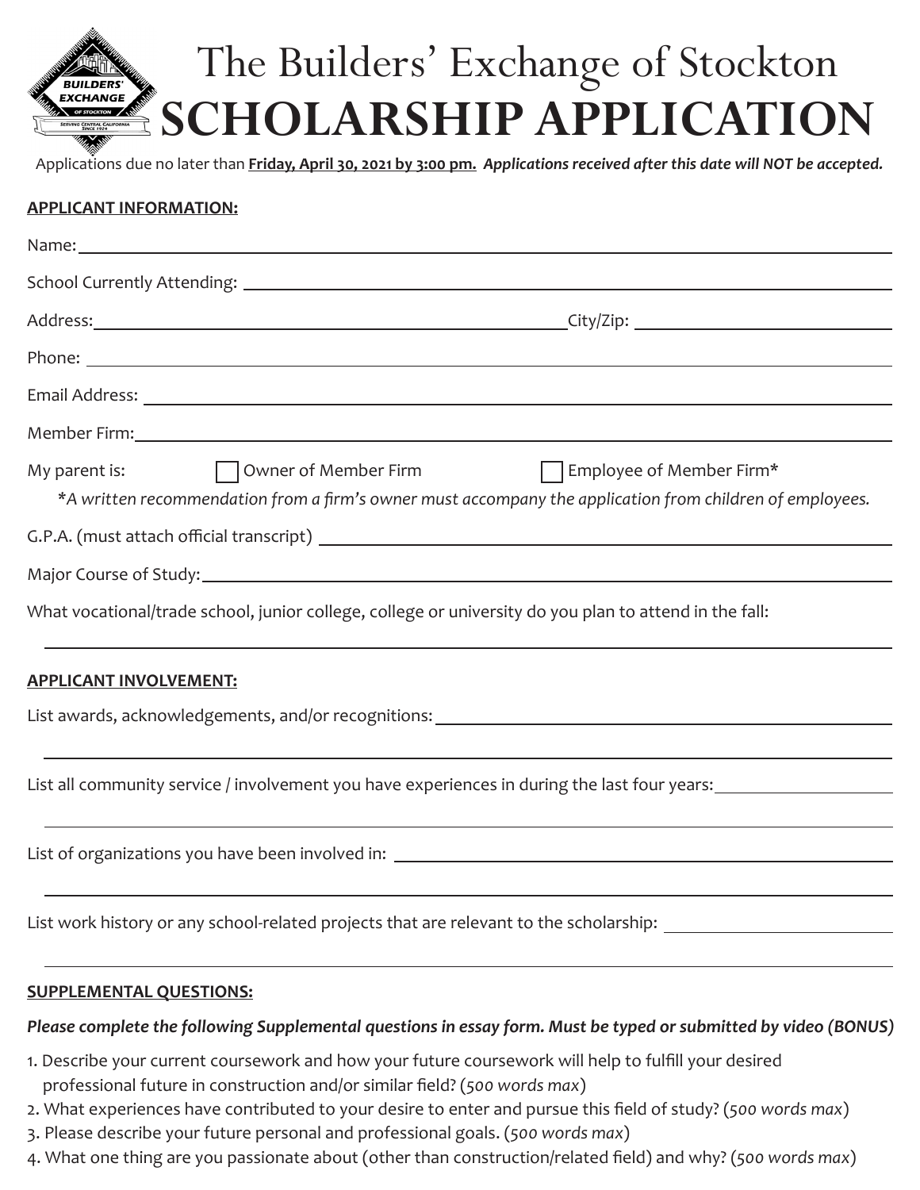# The Builders' Exchange of Stockton
# SCHOLARSHIP APPLICATION

Applications due no later than **Friday, April 30, 2021 by 3:00 pm.** ***Applications received after this date will NOT be accepted.***

**APPLICANT INFORMATION:**

Name: ____________________________________________

School Currently Attending: ____________________________________________

Address: ______________________________ City/Zip: ____________________

Phone: ____________________________________________

Email Address: ____________________________________________

Member Firm: ____________________________________________

My parent is: ☐ Owner of Member Firm ☐ Employee of Member Firm*

*\*A written recommendation from a firm's owner must accompany the application from children of employees.*

G.P.A. (must attach official transcript) ____________________________________________

Major Course of Study: ____________________________________________

What vocational/trade school, junior college, college or university do you plan to attend in the fall:

____________________________________________

**APPLICANT INVOLVEMENT:**

List awards, acknowledgements, and/or recognitions: ____________________________________________

____________________________________________

List all community service / involvement you have experiences in during the last four years: ____________________

____________________________________________

List of organizations you have been involved in: ____________________________________________

____________________________________________

List work history or any school-related projects that are relevant to the scholarship: ____________________

____________________________________________

**SUPPLEMENTAL QUESTIONS:**

***Please complete the following Supplemental questions in essay form. Must be typed or submitted by video (BONUS)***

1. Describe your current coursework and how your future coursework will help to fulfill your desired professional future in construction and/or similar field? (*500 words max*)
2. What experiences have contributed to your desire to enter and pursue this field of study? (*500 words max*)
3. Please describe your future personal and professional goals. (*500 words max*)
4. What one thing are you passionate about (other than construction/related field) and why? (*500 words max*)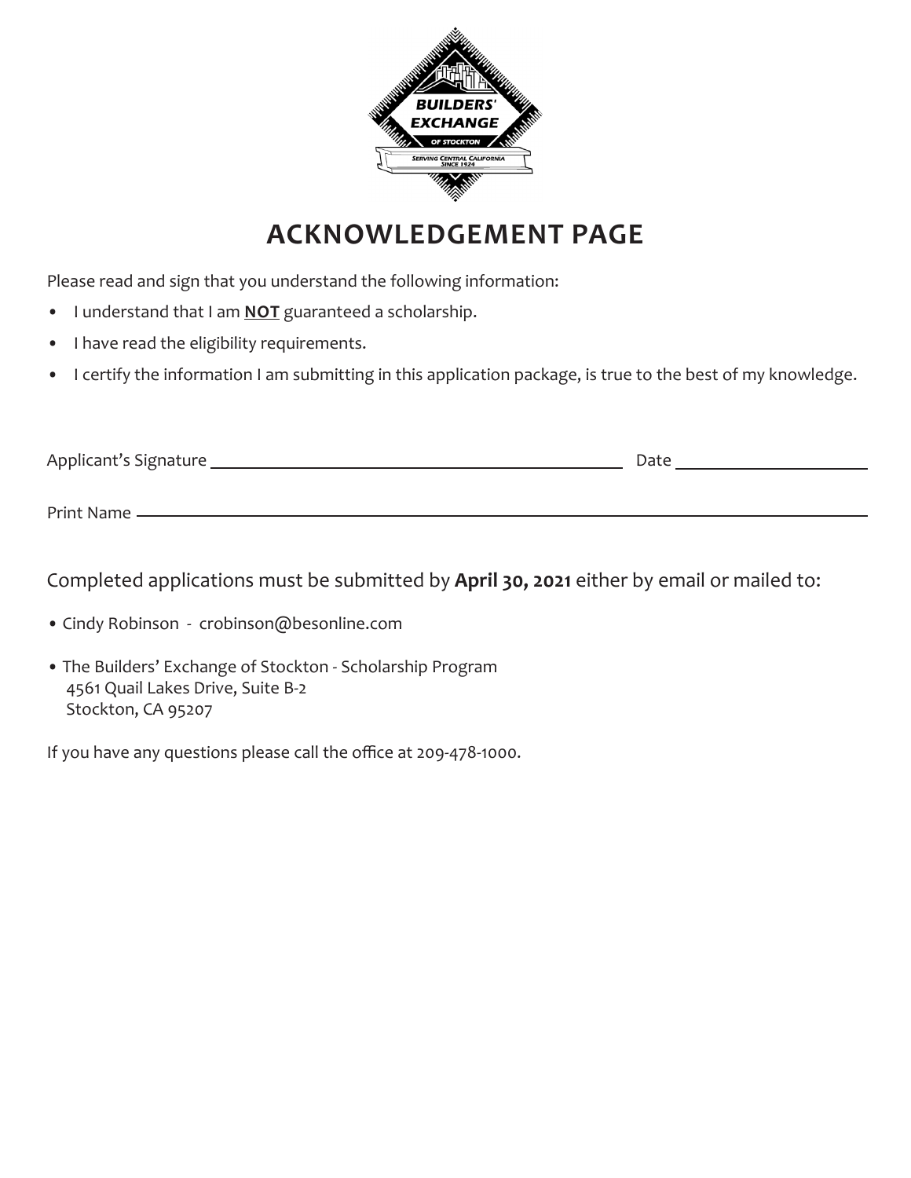# ACKNOWLEDGEMENT PAGE

Please read and sign that you understand the following information:

- I understand that I am **NOT** guaranteed a scholarship.
- I have read the eligibility requirements.
- I certify the information I am submitting in this application package, is true to the best of my knowledge.

Applicant's Signature ______________________________ Date ______________

Print Name ____________________________________________________________

Completed applications must be submitted by **April 30, 2021** either by email or mailed to:

- Cindy Robinson - crobinson@besonline.com
- The Builders' Exchange of Stockton - Scholarship Program
  4561 Quail Lakes Drive, Suite B-2
  Stockton, CA 95207

If you have any questions please call the office at 209-478-1000.